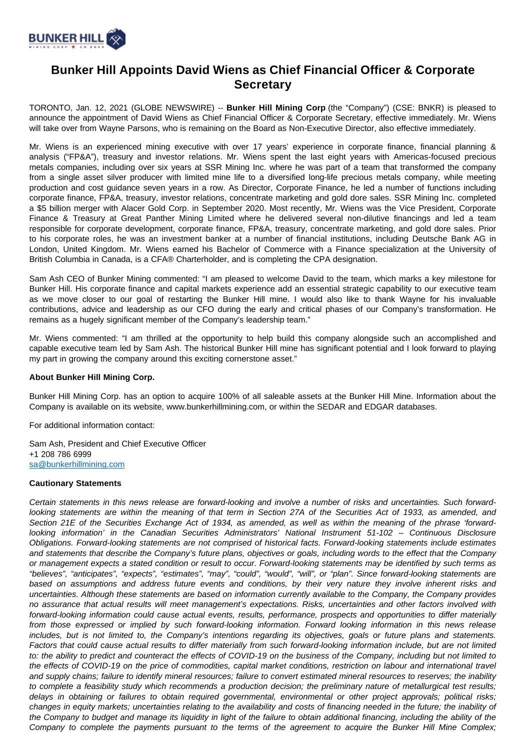# Bunker Hill Appoints David Wiens as Chief Financial Officer & Corporate Secretary

TORONTO, Jan. 12, 2021 (GLOBE NEWSWIRE) -- **Bunker Hill Mining Corp** (the "Company") (CSE: BNKR) is pleased to announce the appointment of David Wiens as Chief Financial Officer & Corporate Secretary, effective immediately. Mr. Wiens will take over from Wayne Parsons, who is remaining on the Board as Non-Executive Director, also effective immediately.

Mr. Wiens is an experienced mining executive with over 17 years' experience in corporate finance, financial planning & analysis ("FP&A"), treasury and investor relations. Mr. Wiens spent the last eight years with Americas-focused precious metals companies, including over six years at SSR Mining Inc. where he was part of a team that transformed the company from a single asset silver producer with limited mine life to a diversified long-life precious metals company, while meeting production and cost guidance seven years in a row. As Director, Corporate Finance, he led a number of functions including corporate finance, FP&A, treasury, investor relations, concentrate marketing and gold dore sales. SSR Mining Inc. completed a $5 billion merger with Alacer Gold Corp. in September 2020. Most recently, Mr. Wiens was the Vice President, Corporate Finance & Treasury at Great Panther Mining Limited where he delivered several non-dilutive financings and led a team responsible for corporate development, corporate finance, FP&A, treasury, concentrate marketing, and gold dore sales. Prior to his corporate roles, he was an investment banker at a number of financial institutions, including Deutsche Bank AG in London, United Kingdom. Mr. Wiens earned his Bachelor of Commerce with a Finance specialization at the University of British Columbia in Canada, is a CFA® Charterholder, and is completing the CPA designation.

Sam Ash CEO of Bunker Mining commented: "I am pleased to welcome David to the team, which marks a key milestone for Bunker Hill. His corporate finance and capital markets experience add an essential strategic capability to our executive team as we move closer to our goal of restarting the Bunker Hill mine. I would also like to thank Wayne for his invaluable contributions, advice and leadership as our CFO during the early and critical phases of our Company's transformation. He remains as a hugely significant member of the Company's leadership team."

Mr. Wiens commented: "I am thrilled at the opportunity to help build this company alongside such an accomplished and capable executive team led by Sam Ash. The historical Bunker Hill mine has significant potential and I look forward to playing my part in growing the company around this exciting cornerstone asset."

**About Bunker Hill Mining Corp.**

Bunker Hill Mining Corp. has an option to acquire 100% of all saleable assets at the Bunker Hill Mine. Information about the Company is available on its website, www.bunkerhillmining.com, or within the SEDAR and EDGAR databases.

For additional information contact:

Sam Ash, President and Chief Executive Officer
+1 208 786 6999
sa@bunkerhillmining.com

**Cautionary Statements**

*Certain statements in this news release are forward-looking and involve a number of risks and uncertainties. Such forward-looking statements are within the meaning of that term in Section 27A of the Securities Act of 1933, as amended, and Section 21E of the Securities Exchange Act of 1934, as amended, as well as within the meaning of the phrase 'forward-looking information' in the Canadian Securities Administrators' National Instrument 51-102 – Continuous Disclosure Obligations. Forward-looking statements are not comprised of historical facts. Forward-looking statements include estimates and statements that describe the Company's future plans, objectives or goals, including words to the effect that the Company or management expects a stated condition or result to occur. Forward-looking statements may be identified by such terms as "believes", "anticipates", "expects", "estimates", "may", "could", "would", "will", or "plan". Since forward-looking statements are based on assumptions and address future events and conditions, by their very nature they involve inherent risks and uncertainties. Although these statements are based on information currently available to the Company, the Company provides no assurance that actual results will meet management's expectations. Risks, uncertainties and other factors involved with forward-looking information could cause actual events, results, performance, prospects and opportunities to differ materially from those expressed or implied by such forward-looking information. Forward looking information in this news release includes, but is not limited to, the Company's intentions regarding its objectives, goals or future plans and statements. Factors that could cause actual results to differ materially from such forward-looking information include, but are not limited to: the ability to predict and counteract the effects of COVID-19 on the business of the Company, including but not limited to the effects of COVID-19 on the price of commodities, capital market conditions, restriction on labour and international travel and supply chains; failure to identify mineral resources; failure to convert estimated mineral resources to reserves; the inability to complete a feasibility study which recommends a production decision; the preliminary nature of metallurgical test results; delays in obtaining or failures to obtain required governmental, environmental or other project approvals; political risks; changes in equity markets; uncertainties relating to the availability and costs of financing needed in the future; the inability of the Company to budget and manage its liquidity in light of the failure to obtain additional financing, including the ability of the Company to complete the payments pursuant to the terms of the agreement to acquire the Bunker Hill Mine Complex;*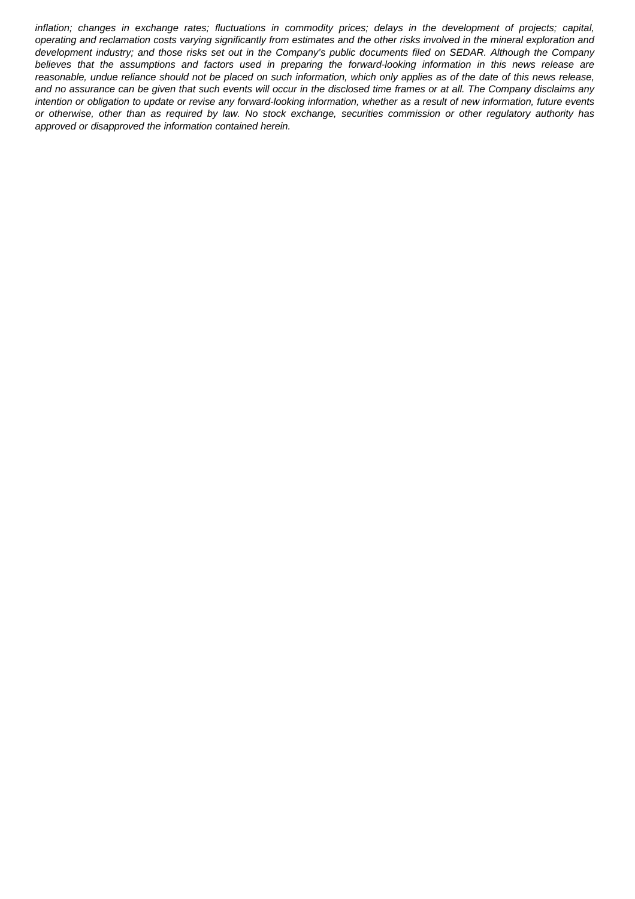*inflation; changes in exchange rates; fluctuations in commodity prices; delays in the development of projects; capital, operating and reclamation costs varying significantly from estimates and the other risks involved in the mineral exploration and development industry; and those risks set out in the Company's public documents filed on SEDAR. Although the Company believes that the assumptions and factors used in preparing the forward-looking information in this news release are reasonable, undue reliance should not be placed on such information, which only applies as of the date of this news release, and no assurance can be given that such events will occur in the disclosed time frames or at all. The Company disclaims any intention or obligation to update or revise any forward-looking information, whether as a result of new information, future events or otherwise, other than as required by law. No stock exchange, securities commission or other regulatory authority has approved or disapproved the information contained herein.*